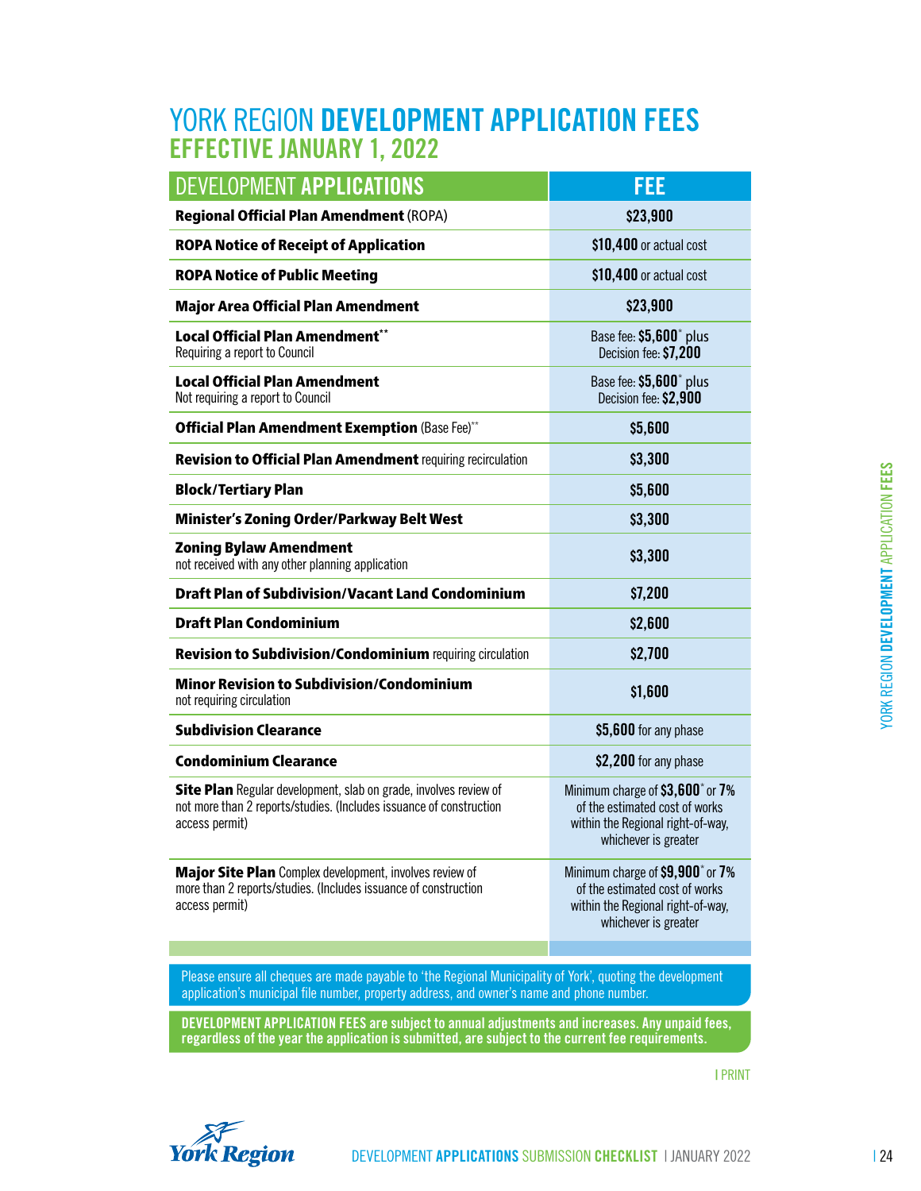# YORK REGION **DEVELOPMENT APPLICATION FEES**
## EFFECTIVE JANUARY 1, 2022

| DEVELOPMENT **APPLICATIONS** | **FEE** |
|---|---|
| **Regional Official Plan Amendment** (ROPA) | **$23,900** |
| **ROPA Notice of Receipt of Application** | **$10,400** or actual cost |
| **ROPA Notice of Public Meeting** | **$10,400** or actual cost |
| **Major Area Official Plan Amendment** | **$23,900** |
| **Local Official Plan Amendment**** Requiring a report to Council | Base fee: **$5,600*** plus Decision fee: **$7,200** |
| **Local Official Plan Amendment** Not requiring a report to Council | Base fee: **$5,600*** plus Decision fee: **$2,900** |
| **Official Plan Amendment Exemption** (Base Fee)** | **$5,600** |
| **Revision to Official Plan Amendment** requiring recirculation | **$3,300** |
| **Block/Tertiary Plan** | **$5,600** |
| **Minister's Zoning Order/Parkway Belt West** | **$3,300** |
| **Zoning Bylaw Amendment** not received with any other planning application | **$3,300** |
| **Draft Plan of Subdivision/Vacant Land Condominium** | **$7,200** |
| **Draft Plan Condominium** | **$2,600** |
| **Revision to Subdivision/Condominium** requiring circulation | **$2,700** |
| **Minor Revision to Subdivision/Condominium** not requiring circulation | **$1,600** |
| **Subdivision Clearance** | **$5,600** for any phase |
| **Condominium Clearance** | **$2,200** for any phase |
| **Site Plan** Regular development, slab on grade, involves review of not more than 2 reports/studies. (Includes issuance of construction access permit) | Minimum charge of **$3,600*** or **7%** of the estimated cost of works within the Regional right-of-way, whichever is greater |
| **Major Site Plan** Complex development, involves review of more than 2 reports/studies. (Includes issuance of construction access permit) | Minimum charge of **$9,900*** or **7%** of the estimated cost of works within the Regional right-of-way, whichever is greater |

Please ensure all cheques are made payable to 'the Regional Municipality of York', quoting the development application's municipal file number, property address, and owner's name and phone number.

**DEVELOPMENT APPLICATION FEES are subject to annual adjustments and increases. Any unpaid fees, regardless of the year the application is submitted, are subject to the current fee requirements.**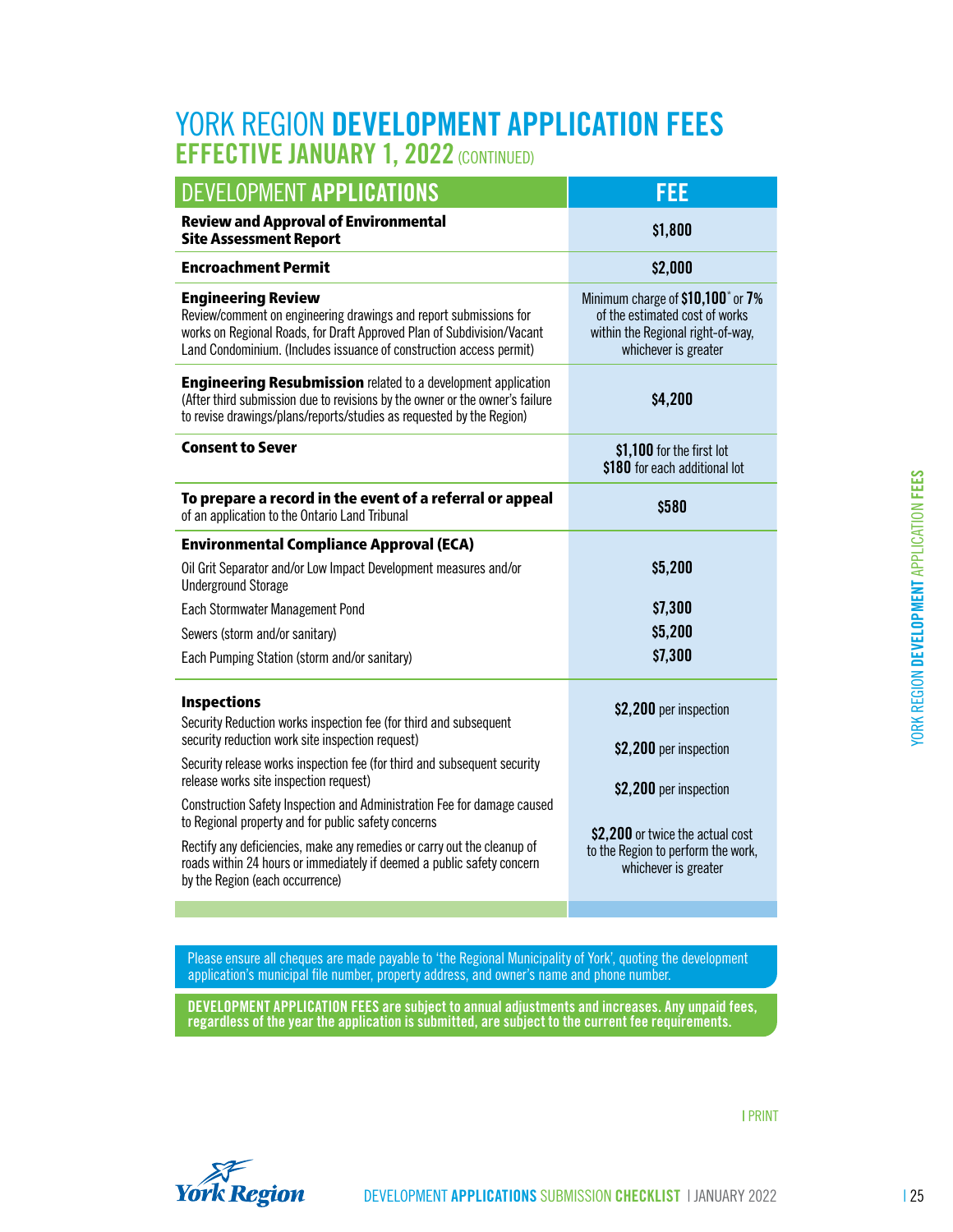# YORK REGION **DEVELOPMENT APPLICATION FEES**

## EFFECTIVE JANUARY 1, 2022 (CONTINUED)

| DEVELOPMENT **APPLICATIONS** | FEE |
|---|---|
| **Review and Approval of Environmental Site Assessment Report** | $1,800 |
| **Encroachment Permit** | $2,000 |
| **Engineering Review**<br>Review/comment on engineering drawings and report submissions for works on Regional Roads, for Draft Approved Plan of Subdivision/Vacant Land Condominium. (Includes issuance of construction access permit) | Minimum charge of **$10,100*** or **7%** of the estimated cost of works within the Regional right-of-way, whichever is greater |
| **Engineering Resubmission** related to a development application (After third submission due to revisions by the owner or the owner's failure to revise drawings/plans/reports/studies as requested by the Region) | $4,200 |
| **Consent to Sever** | **$1,100** for the first lot<br>**$180** for each additional lot |
| **To prepare a record in the event of a referral or appeal** of an application to the Ontario Land Tribunal | $580 |
| **Environmental Compliance Approval (ECA)** | |
| Oil Grit Separator and/or Low Impact Development measures and/or Underground Storage | $5,200 |
| Each Stormwater Management Pond | $7,300 |
| Sewers (storm and/or sanitary) | $5,200 |
| Each Pumping Station (storm and/or sanitary) | $7,300 |
| **Inspections** | |
| Security Reduction works inspection fee (for third and subsequent security reduction work site inspection request) | **$2,200** per inspection |
| Security release works inspection fee (for third and subsequent security release works site inspection request) | **$2,200** per inspection |
| Construction Safety Inspection and Administration Fee for damage caused to Regional property and for public safety concerns | **$2,200** per inspection |
| Rectify any deficiencies, make any remedies or carry out the cleanup of roads within 24 hours or immediately if deemed a public safety concern by the Region (each occurrence) | **$2,200** or twice the actual cost to the Region to perform the work, whichever is greater |

Please ensure all cheques are made payable to 'the Regional Municipality of York', quoting the development application's municipal file number, property address, and owner's name and phone number.

**DEVELOPMENT APPLICATION FEES are subject to annual adjustments and increases. Any unpaid fees, regardless of the year the application is submitted, are subject to the current fee requirements.**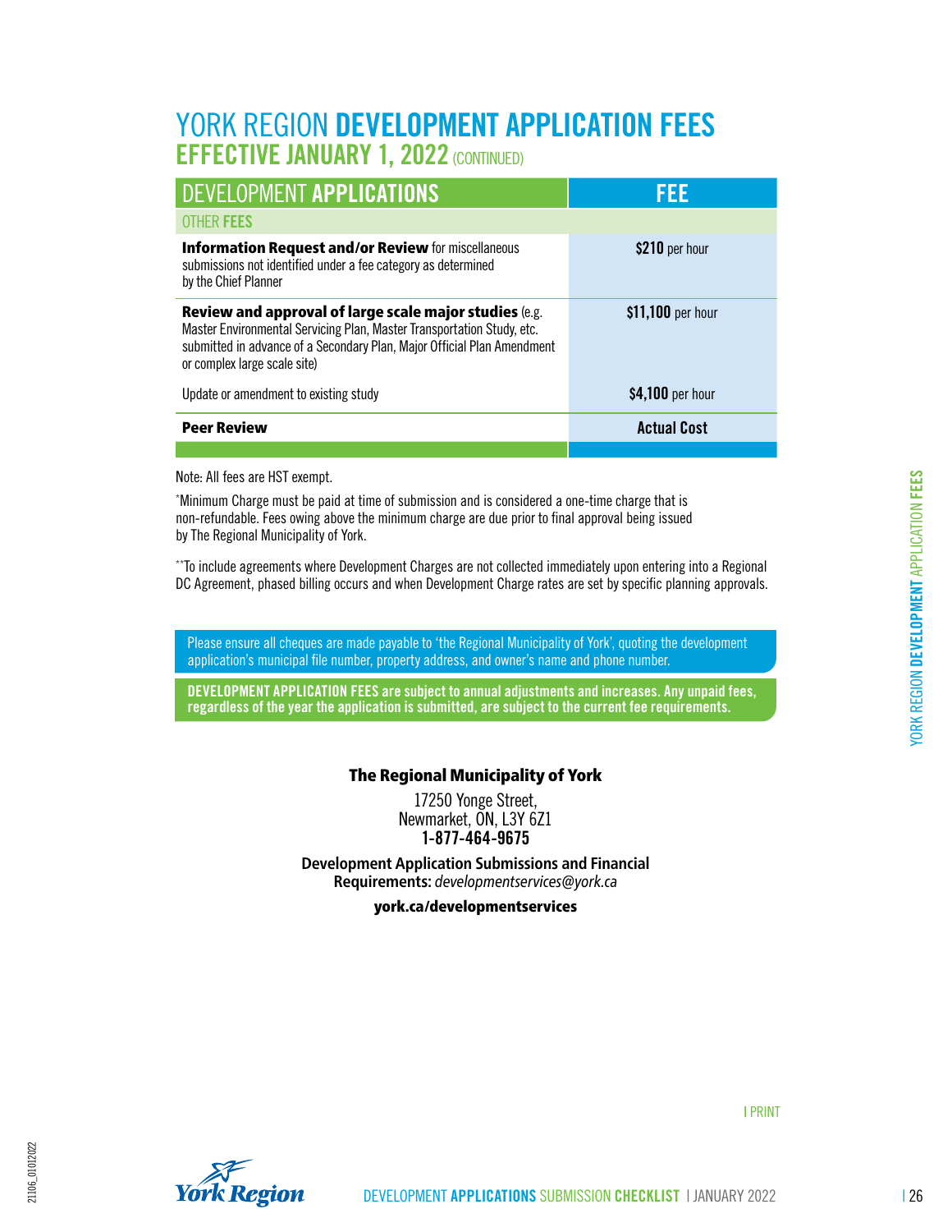# YORK REGION **DEVELOPMENT APPLICATION FEES**
## EFFECTIVE JANUARY 1, 2022 (CONTINUED)

| DEVELOPMENT **APPLICATIONS** | **FEE** |
|---|---|
| OTHER **FEES** | |
| **Information Request and/or Review** for miscellaneous submissions not identified under a fee category as determined by the Chief Planner | **$210** per hour |
| **Review and approval of large scale major studies** (e.g. Master Environmental Servicing Plan, Master Transportation Study, etc. submitted in advance of a Secondary Plan, Major Official Plan Amendment or complex large scale site) | **$11,100** per hour |
| Update or amendment to existing study | **$4,100** per hour |
| **Peer Review** | **Actual Cost** |

Note: All fees are HST exempt.

*Minimum Charge must be paid at time of submission and is considered a one-time charge that is non-refundable. Fees owing above the minimum charge are due prior to final approval being issued by The Regional Municipality of York.

**To include agreements where Development Charges are not collected immediately upon entering into a Regional DC Agreement, phased billing occurs and when Development Charge rates are set by specific planning approvals.

Please ensure all cheques are made payable to 'the Regional Municipality of York', quoting the development application's municipal file number, property address, and owner's name and phone number.

**DEVELOPMENT APPLICATION FEES are subject to annual adjustments and increases. Any unpaid fees, regardless of the year the application is submitted, are subject to the current fee requirements.**

**The Regional Municipality of York**

17250 Yonge Street,
Newmarket, ON, L3Y 6Z1
**1-877-464-9675**

**Development Application Submissions and Financial Requirements:** *developmentservices@york.ca*

**york.ca/developmentservices**